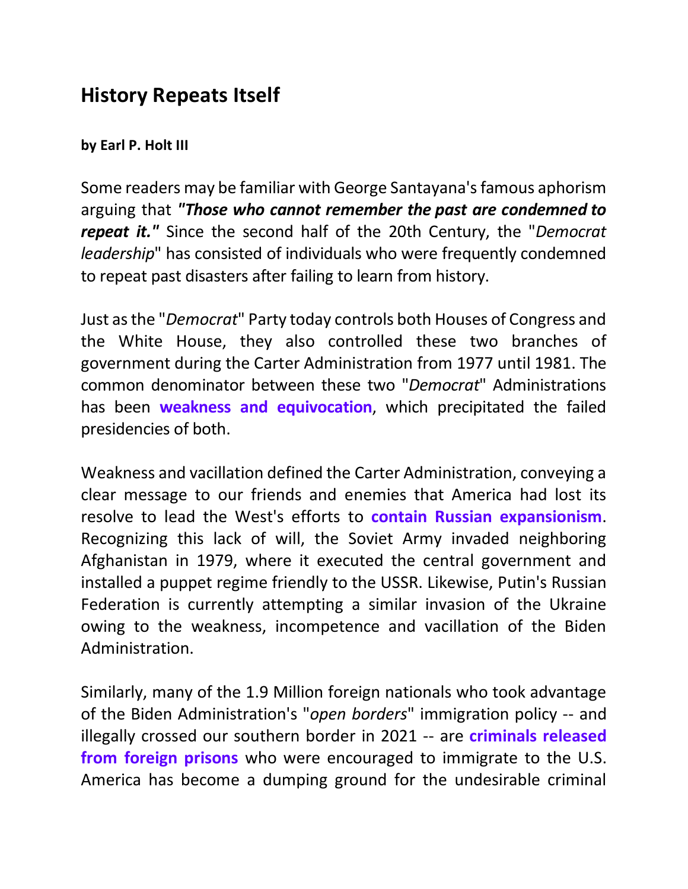## History Repeats Itself

**by Earl P. Holt III**

Some readers may be familiar with George Santayana's famous aphorism arguing that ***"Those who cannot remember the past are condemned to repeat it."*** Since the second half of the 20th Century, the "*Democrat leadership*" has consisted of individuals who were frequently condemned to repeat past disasters after failing to learn from history.

Just as the "*Democrat*" Party today controls both Houses of Congress and the White House, they also controlled these two branches of government during the Carter Administration from 1977 until 1981. The common denominator between these two "*Democrat*" Administrations has been **weakness and equivocation**, which precipitated the failed presidencies of both.

Weakness and vacillation defined the Carter Administration, conveying a clear message to our friends and enemies that America had lost its resolve to lead the West's efforts to **contain Russian expansionism**. Recognizing this lack of will, the Soviet Army invaded neighboring Afghanistan in 1979, where it executed the central government and installed a puppet regime friendly to the USSR. Likewise, Putin's Russian Federation is currently attempting a similar invasion of the Ukraine owing to the weakness, incompetence and vacillation of the Biden Administration.

Similarly, many of the 1.9 Million foreign nationals who took advantage of the Biden Administration's "*open borders*" immigration policy -- and illegally crossed our southern border in 2021 -- are **criminals released from foreign prisons** who were encouraged to immigrate to the U.S. America has become a dumping ground for the undesirable criminal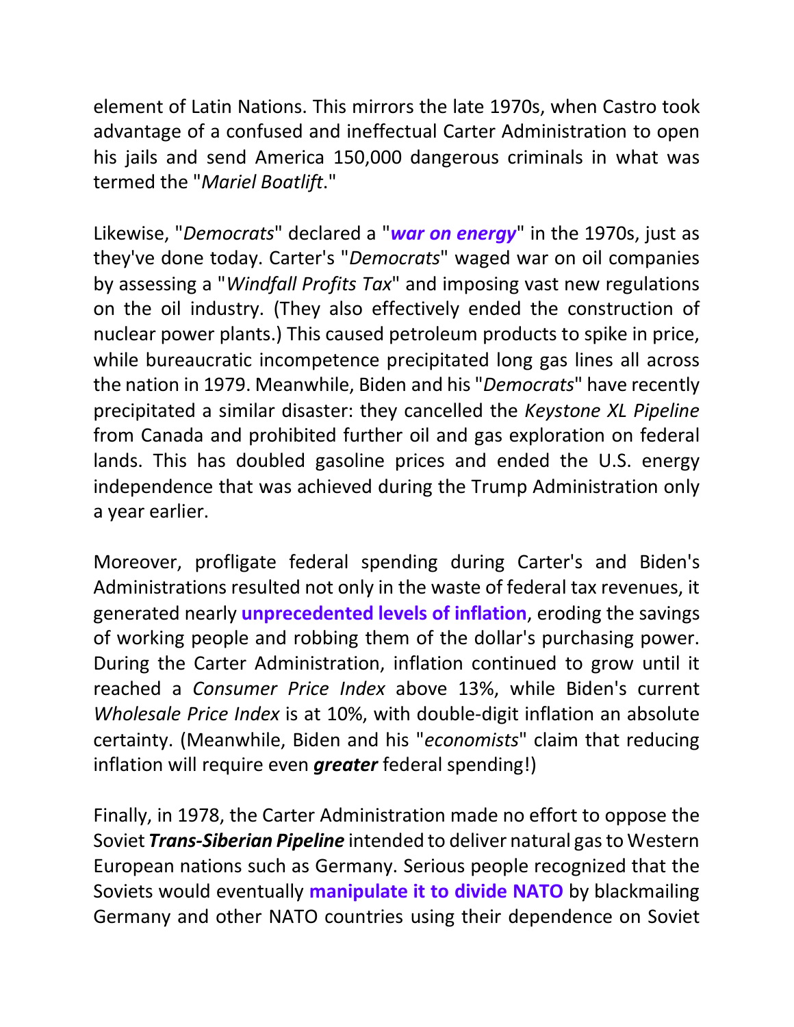element of Latin Nations. This mirrors the late 1970s, when Castro took advantage of a confused and ineffectual Carter Administration to open his jails and send America 150,000 dangerous criminals in what was termed the "*Mariel Boatlift*."

Likewise, "*Democrats*" declared a "***war on energy***" in the 1970s, just as they've done today. Carter's "*Democrats*" waged war on oil companies by assessing a "*Windfall Profits Tax*" and imposing vast new regulations on the oil industry. (They also effectively ended the construction of nuclear power plants.) This caused petroleum products to spike in price, while bureaucratic incompetence precipitated long gas lines all across the nation in 1979. Meanwhile, Biden and his "*Democrats*" have recently precipitated a similar disaster: they cancelled the *Keystone XL Pipeline* from Canada and prohibited further oil and gas exploration on federal lands. This has doubled gasoline prices and ended the U.S. energy independence that was achieved during the Trump Administration only a year earlier.

Moreover, profligate federal spending during Carter's and Biden's Administrations resulted not only in the waste of federal tax revenues, it generated nearly **unprecedented levels of inflation**, eroding the savings of working people and robbing them of the dollar's purchasing power. During the Carter Administration, inflation continued to grow until it reached a *Consumer Price Index* above 13%, while Biden's current *Wholesale Price Index* is at 10%, with double-digit inflation an absolute certainty. (Meanwhile, Biden and his "*economists*" claim that reducing inflation will require even ***greater*** federal spending!)

Finally, in 1978, the Carter Administration made no effort to oppose the Soviet ***Trans-Siberian Pipeline*** intended to deliver natural gas to Western European nations such as Germany. Serious people recognized that the Soviets would eventually **manipulate it to divide NATO** by blackmailing Germany and other NATO countries using their dependence on Soviet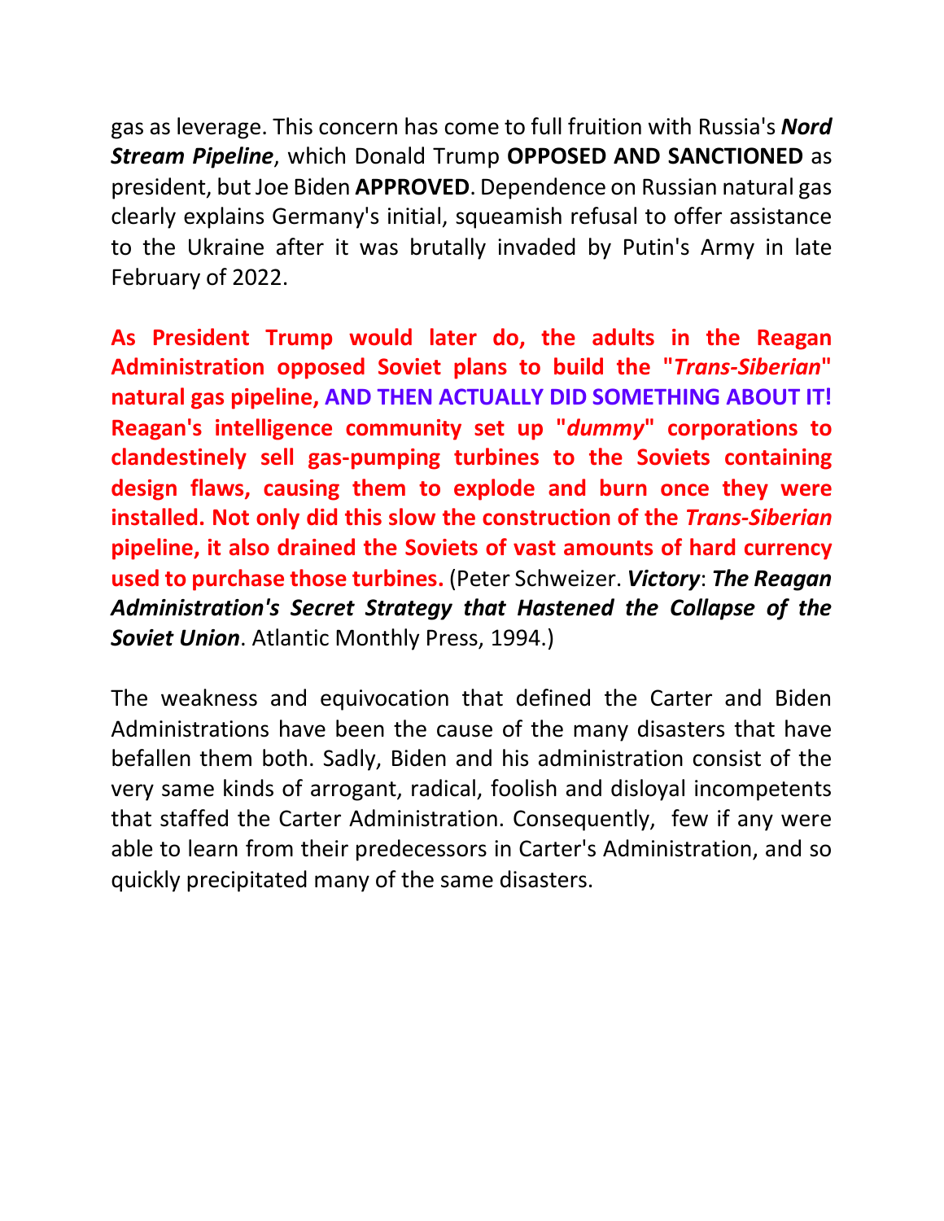gas as leverage. This concern has come to full fruition with Russia's ***Nord Stream Pipeline***, which Donald Trump **OPPOSED AND SANCTIONED** as president, but Joe Biden **APPROVED**. Dependence on Russian natural gas clearly explains Germany's initial, squeamish refusal to offer assistance to the Ukraine after it was brutally invaded by Putin's Army in late February of 2022.

**As President Trump would later do, the adults in the Reagan Administration opposed Soviet plans to build the "*Trans-Siberian*" natural gas pipeline, AND THEN ACTUALLY DID SOMETHING ABOUT IT! Reagan's intelligence community set up "*dummy*" corporations to clandestinely sell gas-pumping turbines to the Soviets containing design flaws, causing them to explode and burn once they were installed. Not only did this slow the construction of the *Trans-Siberian* pipeline, it also drained the Soviets of vast amounts of hard currency used to purchase those turbines.** (Peter Schweizer. ***Victory***: ***The Reagan Administration's Secret Strategy that Hastened the Collapse of the Soviet Union***. Atlantic Monthly Press, 1994.)

The weakness and equivocation that defined the Carter and Biden Administrations have been the cause of the many disasters that have befallen them both. Sadly, Biden and his administration consist of the very same kinds of arrogant, radical, foolish and disloyal incompetents that staffed the Carter Administration. Consequently, few if any were able to learn from their predecessors in Carter's Administration, and so quickly precipitated many of the same disasters.